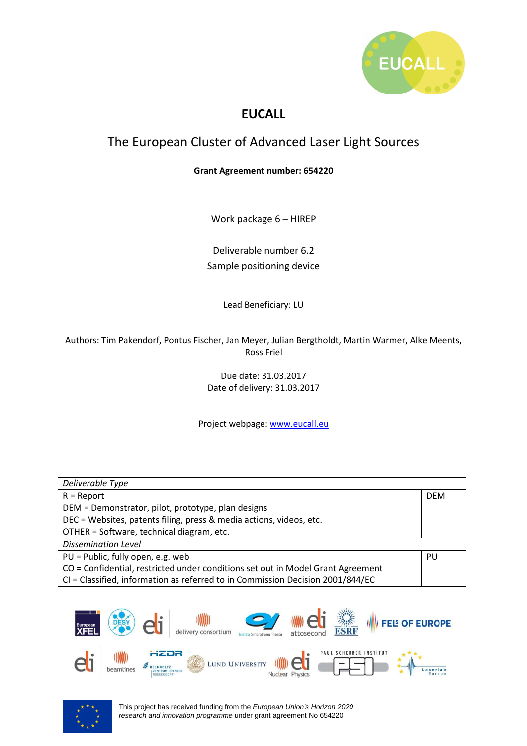# EUCALL

## The European Cluster of Advanced Laser Light Sources

**Grant Agreement number: 654220**

Work package 6 – HIREP

Deliverable number 6.2

Sample positioning device

Lead Beneficiary: LU

Authors: Tim Pakendorf, Pontus Fischer, Jan Meyer, Julian Bergtholdt, Martin Warmer, Alke Meents, Ross Friel

Due date: 31.03.2017

Date of delivery: 31.03.2017

Project webpage: [www.eucall.eu](www.eucall.eu)

| *Deliverable Type* | |
|---|---|
| R = Report<br>DEM = Demonstrator, pilot, prototype, plan designs<br>DEC = Websites, patents filing, press & media actions, videos, etc.<br>OTHER = Software, technical diagram, etc. | DEM |
| *Dissemination Level* | |
| PU = Public, fully open, e.g. web<br>CO = Confidential, restricted under conditions set out in Model Grant Agreement<br>CI = Classified, information as referred to in Commission Decision 2001/844/EC | PU |

This project has received funding from the *European Union's Horizon 2020 research and innovation programme* under grant agreement No 654220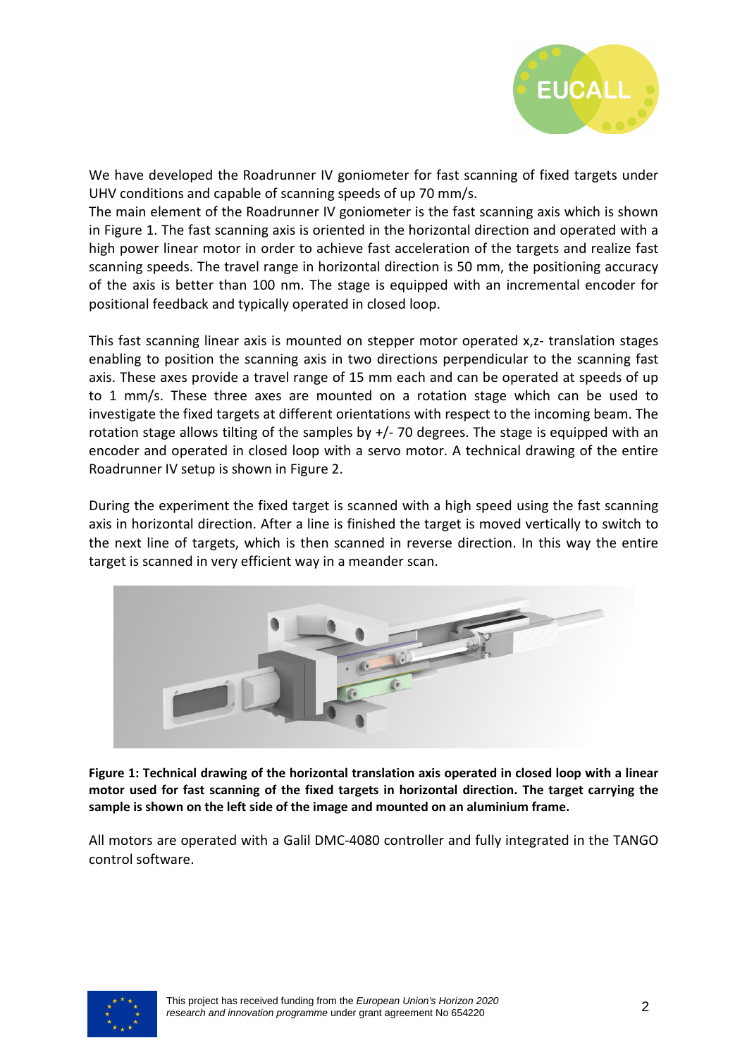We have developed the Roadrunner IV goniometer for fast scanning of fixed targets under UHV conditions and capable of scanning speeds of up 70 mm/s.
The main element of the Roadrunner IV goniometer is the fast scanning axis which is shown in Figure 1. The fast scanning axis is oriented in the horizontal direction and operated with a high power linear motor in order to achieve fast acceleration of the targets and realize fast scanning speeds. The travel range in horizontal direction is 50 mm, the positioning accuracy of the axis is better than 100 nm. The stage is equipped with an incremental encoder for positional feedback and typically operated in closed loop.

This fast scanning linear axis is mounted on stepper motor operated x,z- translation stages enabling to position the scanning axis in two directions perpendicular to the scanning fast axis. These axes provide a travel range of 15 mm each and can be operated at speeds of up to 1 mm/s. These three axes are mounted on a rotation stage which can be used to investigate the fixed targets at different orientations with respect to the incoming beam. The rotation stage allows tilting of the samples by +/- 70 degrees. The stage is equipped with an encoder and operated in closed loop with a servo motor. A technical drawing of the entire Roadrunner IV setup is shown in Figure 2.

During the experiment the fixed target is scanned with a high speed using the fast scanning axis in horizontal direction. After a line is finished the target is moved vertically to switch to the next line of targets, which is then scanned in reverse direction. In this way the entire target is scanned in very efficient way in a meander scan.

**Figure 1: Technical drawing of the horizontal translation axis operated in closed loop with a linear motor used for fast scanning of the fixed targets in horizontal direction. The target carrying the sample is shown on the left side of the image and mounted on an aluminium frame.**

All motors are operated with a Galil DMC-4080 controller and fully integrated in the TANGO control software.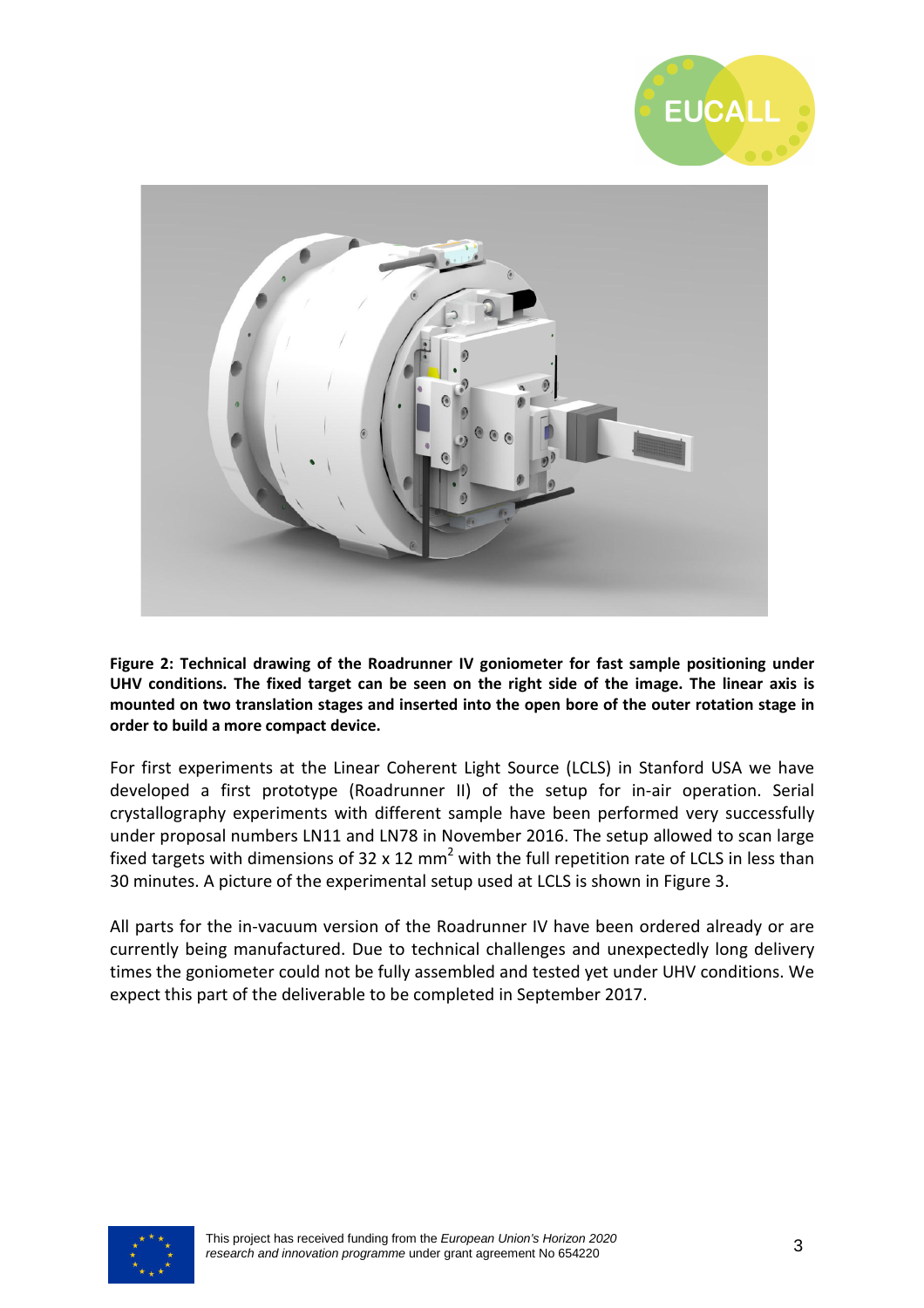**Figure 2: Technical drawing of the Roadrunner IV goniometer for fast sample positioning under UHV conditions. The fixed target can be seen on the right side of the image. The linear axis is mounted on two translation stages and inserted into the open bore of the outer rotation stage in order to build a more compact device.**

For first experiments at the Linear Coherent Light Source (LCLS) in Stanford USA we have developed a first prototype (Roadrunner II) of the setup for in-air operation. Serial crystallography experiments with different sample have been performed very successfully under proposal numbers LN11 and LN78 in November 2016. The setup allowed to scan large fixed targets with dimensions of 32 x 12 $mm^2$ with the full repetition rate of LCLS in less than 30 minutes. A picture of the experimental setup used at LCLS is shown in Figure 3.

All parts for the in-vacuum version of the Roadrunner IV have been ordered already or are currently being manufactured. Due to technical challenges and unexpectedly long delivery times the goniometer could not be fully assembled and tested yet under UHV conditions. We expect this part of the deliverable to be completed in September 2017.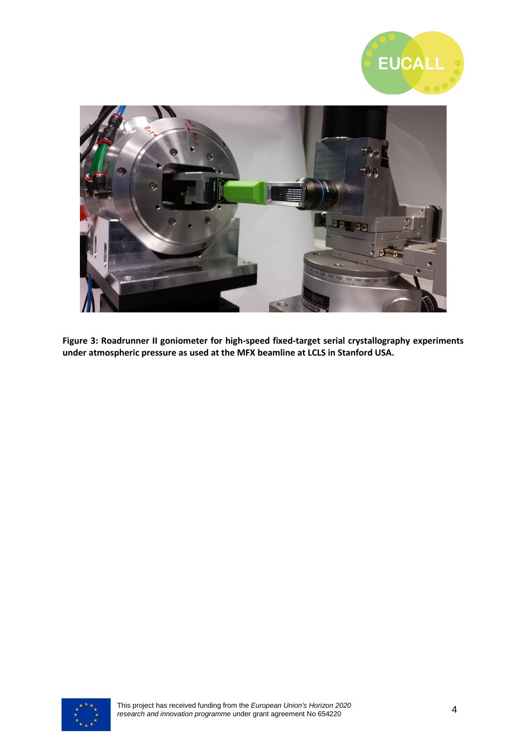**Figure 3: Roadrunner II goniometer for high-speed fixed-target serial crystallography experiments under atmospheric pressure as used at the MFX beamline at LCLS in Stanford USA.**